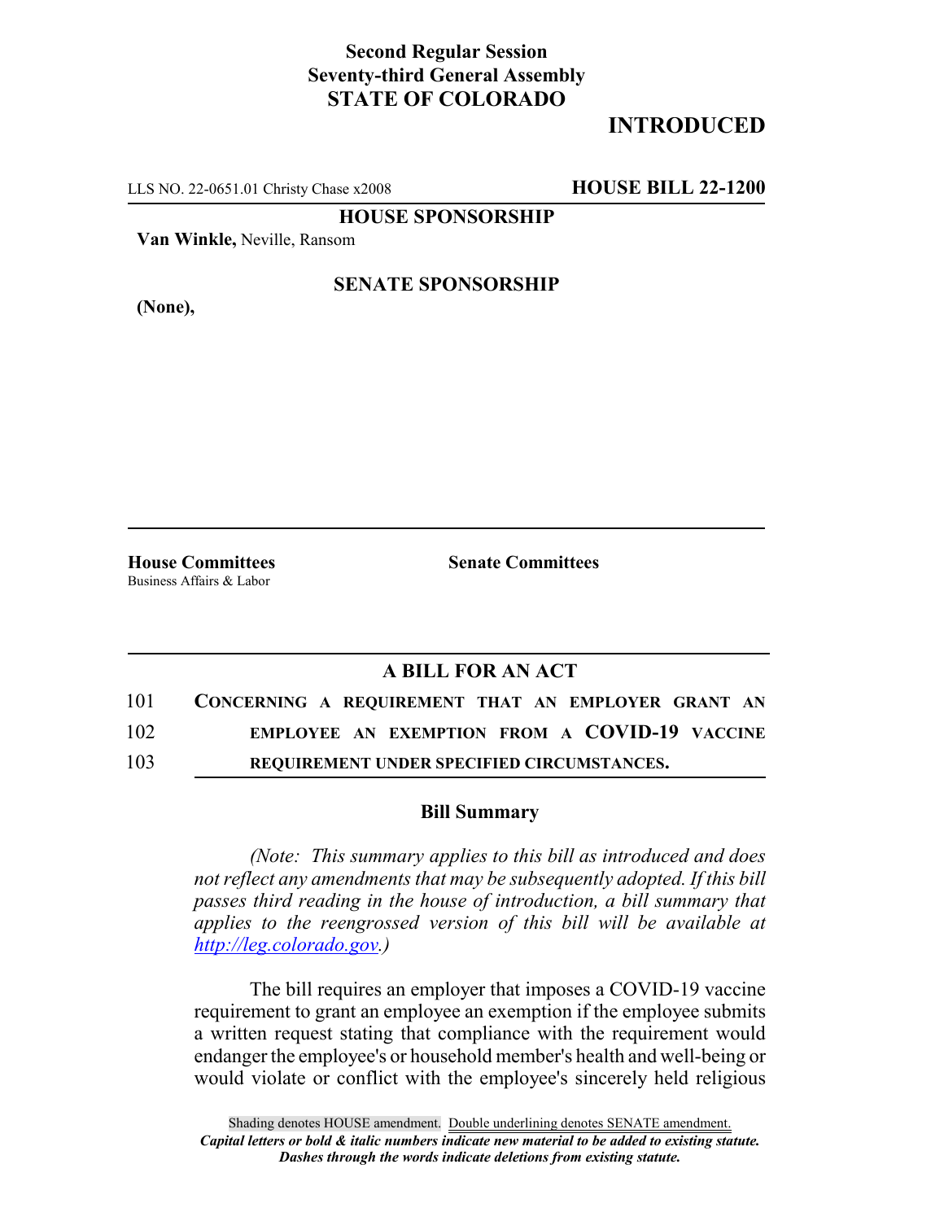**Second Regular Session**
**Seventy-third General Assembly**
**STATE OF COLORADO**

# INTRODUCED

LLS NO. 22-0651.01 Christy Chase x2008 **HOUSE BILL 22-1200**

**HOUSE SPONSORSHIP**

**Van Winkle,** Neville, Ransom

**SENATE SPONSORSHIP**

**(None),**

**House Committees**
Business Affairs & Labor

**Senate Committees**

## A BILL FOR AN ACT

101 **CONCERNING A REQUIREMENT THAT AN EMPLOYER GRANT AN**
102 **EMPLOYEE AN EXEMPTION FROM A COVID-19 VACCINE**
103 **REQUIREMENT UNDER SPECIFIED CIRCUMSTANCES.**

### Bill Summary

*(Note: This summary applies to this bill as introduced and does not reflect any amendments that may be subsequently adopted. If this bill passes third reading in the house of introduction, a bill summary that applies to the reengrossed version of this bill will be available at http://leg.colorado.gov.)*

The bill requires an employer that imposes a COVID-19 vaccine requirement to grant an employee an exemption if the employee submits a written request stating that compliance with the requirement would endanger the employee's or household member's health and well-being or would violate or conflict with the employee's sincerely held religious

Shading denotes HOUSE amendment. Double underlining denotes SENATE amendment.
***Capital letters or bold & italic numbers indicate new material to be added to existing statute.***
***Dashes through the words indicate deletions from existing statute.***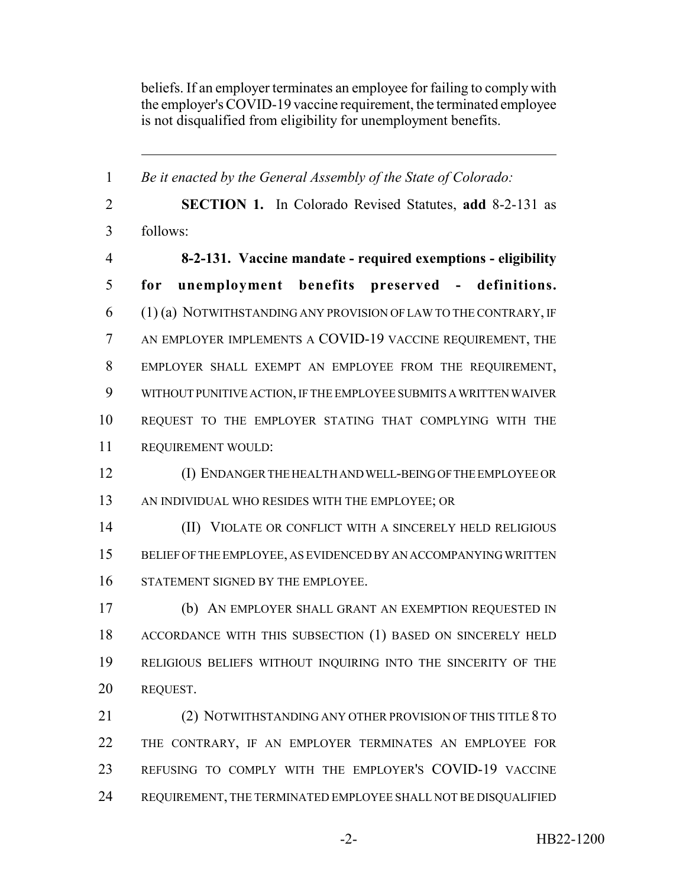beliefs. If an employer terminates an employee for failing to comply with the employer's COVID-19 vaccine requirement, the terminated employee is not disqualified from eligibility for unemployment benefits.

---

1 *Be it enacted by the General Assembly of the State of Colorado:*

2 **SECTION 1.** In Colorado Revised Statutes, **add** 8-2-131 as
3 follows:

4 **8-2-131. Vaccine mandate - required exemptions - eligibility**
5 **for unemployment benefits preserved - definitions.**
6 (1) (a) NOTWITHSTANDING ANY PROVISION OF LAW TO THE CONTRARY, IF
7 AN EMPLOYER IMPLEMENTS A COVID-19 VACCINE REQUIREMENT, THE
8 EMPLOYER SHALL EXEMPT AN EMPLOYEE FROM THE REQUIREMENT,
9 WITHOUT PUNITIVE ACTION, IF THE EMPLOYEE SUBMITS A WRITTEN WAIVER
10 REQUEST TO THE EMPLOYER STATING THAT COMPLYING WITH THE
11 REQUIREMENT WOULD:

12 (I) ENDANGER THE HEALTH AND WELL-BEING OF THE EMPLOYEE OR
13 AN INDIVIDUAL WHO RESIDES WITH THE EMPLOYEE; OR

14 (II) VIOLATE OR CONFLICT WITH A SINCERELY HELD RELIGIOUS
15 BELIEF OF THE EMPLOYEE, AS EVIDENCED BY AN ACCOMPANYING WRITTEN
16 STATEMENT SIGNED BY THE EMPLOYEE.

17 (b) AN EMPLOYER SHALL GRANT AN EXEMPTION REQUESTED IN
18 ACCORDANCE WITH THIS SUBSECTION (1) BASED ON SINCERELY HELD
19 RELIGIOUS BELIEFS WITHOUT INQUIRING INTO THE SINCERITY OF THE
20 REQUEST.

21 (2) NOTWITHSTANDING ANY OTHER PROVISION OF THIS TITLE 8 TO
22 THE CONTRARY, IF AN EMPLOYER TERMINATES AN EMPLOYEE FOR
23 REFUSING TO COMPLY WITH THE EMPLOYER'S COVID-19 VACCINE
24 REQUIREMENT, THE TERMINATED EMPLOYEE SHALL NOT BE DISQUALIFIED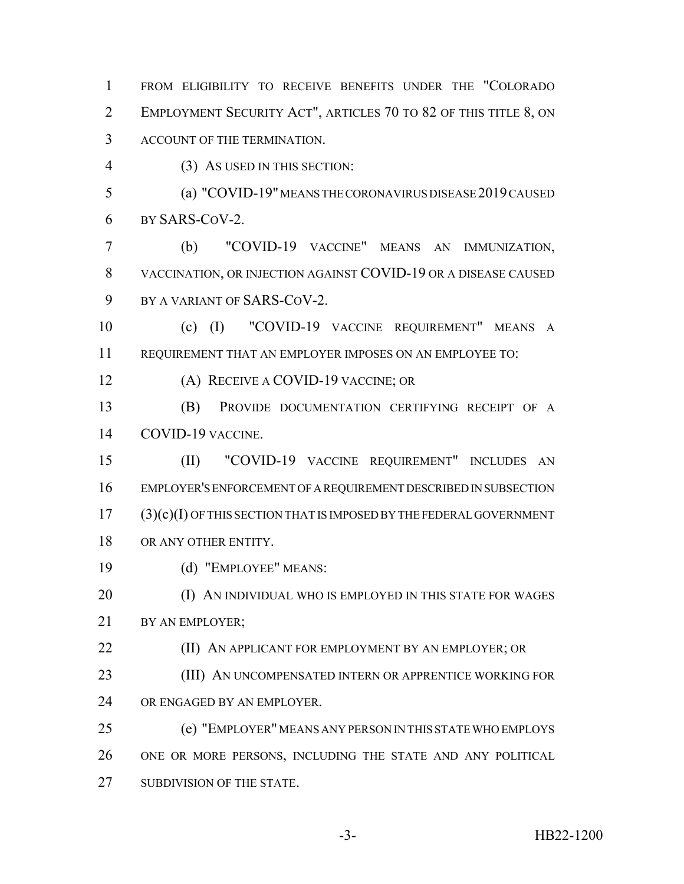FROM ELIGIBILITY TO RECEIVE BENEFITS UNDER THE "COLORADO EMPLOYMENT SECURITY ACT", ARTICLES 70 TO 82 OF THIS TITLE 8, ON ACCOUNT OF THE TERMINATION.

(3) AS USED IN THIS SECTION:

(a) "COVID-19" MEANS THE CORONAVIRUS DISEASE 2019 CAUSED BY SARS-CoV-2.

(b) "COVID-19 VACCINE" MEANS AN IMMUNIZATION, VACCINATION, OR INJECTION AGAINST COVID-19 OR A DISEASE CAUSED BY A VARIANT OF SARS-CoV-2.

(c) (I) "COVID-19 VACCINE REQUIREMENT" MEANS A REQUIREMENT THAT AN EMPLOYER IMPOSES ON AN EMPLOYEE TO:

(A) RECEIVE A COVID-19 VACCINE; OR

(B) PROVIDE DOCUMENTATION CERTIFYING RECEIPT OF A COVID-19 VACCINE.

(II) "COVID-19 VACCINE REQUIREMENT" INCLUDES AN EMPLOYER'S ENFORCEMENT OF A REQUIREMENT DESCRIBED IN SUBSECTION (3)(c)(I) OF THIS SECTION THAT IS IMPOSED BY THE FEDERAL GOVERNMENT OR ANY OTHER ENTITY.

(d) "EMPLOYEE" MEANS:

(I) AN INDIVIDUAL WHO IS EMPLOYED IN THIS STATE FOR WAGES BY AN EMPLOYER;

(II) AN APPLICANT FOR EMPLOYMENT BY AN EMPLOYER; OR

(III) AN UNCOMPENSATED INTERN OR APPRENTICE WORKING FOR OR ENGAGED BY AN EMPLOYER.

(e) "EMPLOYER" MEANS ANY PERSON IN THIS STATE WHO EMPLOYS ONE OR MORE PERSONS, INCLUDING THE STATE AND ANY POLITICAL SUBDIVISION OF THE STATE.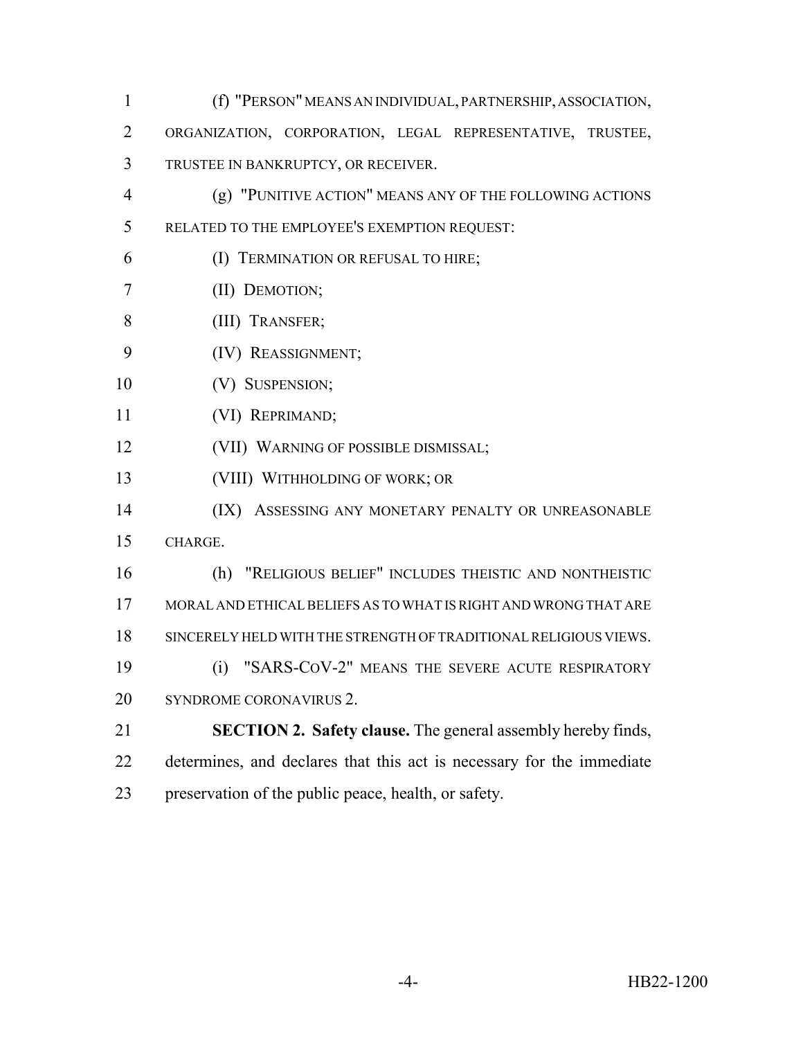(f) "PERSON" MEANS AN INDIVIDUAL, PARTNERSHIP, ASSOCIATION, ORGANIZATION, CORPORATION, LEGAL REPRESENTATIVE, TRUSTEE, TRUSTEE IN BANKRUPTCY, OR RECEIVER.

(g) "PUNITIVE ACTION" MEANS ANY OF THE FOLLOWING ACTIONS RELATED TO THE EMPLOYEE'S EXEMPTION REQUEST:

(I) TERMINATION OR REFUSAL TO HIRE;

(II) DEMOTION;

(III) TRANSFER;

(IV) REASSIGNMENT;

(V) SUSPENSION;

(VI) REPRIMAND;

(VII) WARNING OF POSSIBLE DISMISSAL;

(VIII) WITHHOLDING OF WORK; OR

(IX) ASSESSING ANY MONETARY PENALTY OR UNREASONABLE CHARGE.

(h) "RELIGIOUS BELIEF" INCLUDES THEISTIC AND NONTHEISTIC MORAL AND ETHICAL BELIEFS AS TO WHAT IS RIGHT AND WRONG THAT ARE SINCERELY HELD WITH THE STRENGTH OF TRADITIONAL RELIGIOUS VIEWS.

(i) "SARS-COV-2" MEANS THE SEVERE ACUTE RESPIRATORY SYNDROME CORONAVIRUS 2.

**SECTION 2. Safety clause.** The general assembly hereby finds, determines, and declares that this act is necessary for the immediate preservation of the public peace, health, or safety.